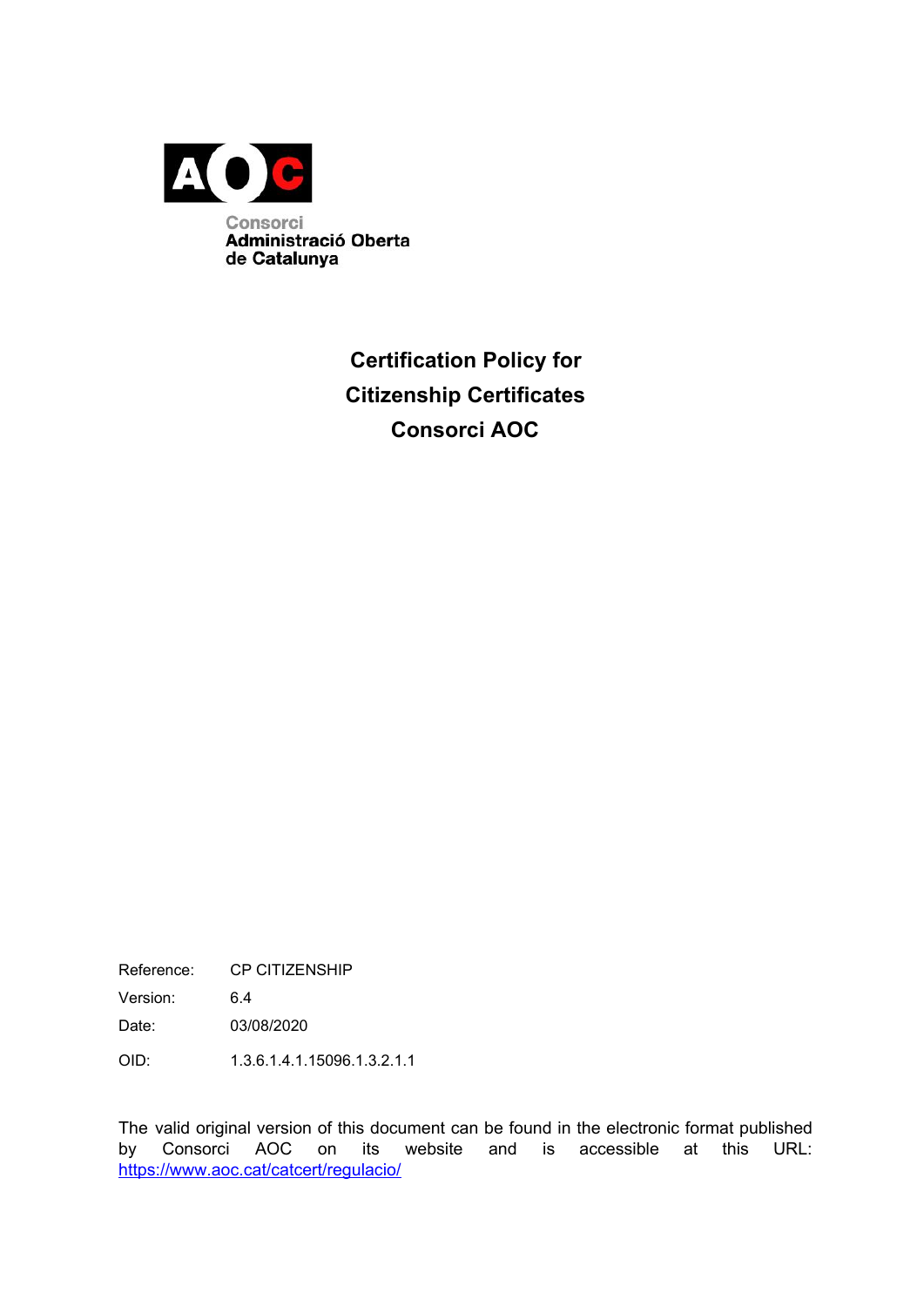Consorci
Administració Oberta
de Catalunya

# Certification Policy for Citizenship Certificates Consorci AOC

| | |
|---|---|
| Reference: | CP CITIZENSHIP |
| Version: | 6.4 |
| Date: | 03/08/2020 |
| OID: | 1.3.6.1.4.1.15096.1.3.2.1.1 |

The valid original version of this document can be found in the electronic format published by Consorci AOC on its website and is accessible at this URL: https://www.aoc.cat/catcert/regulacio/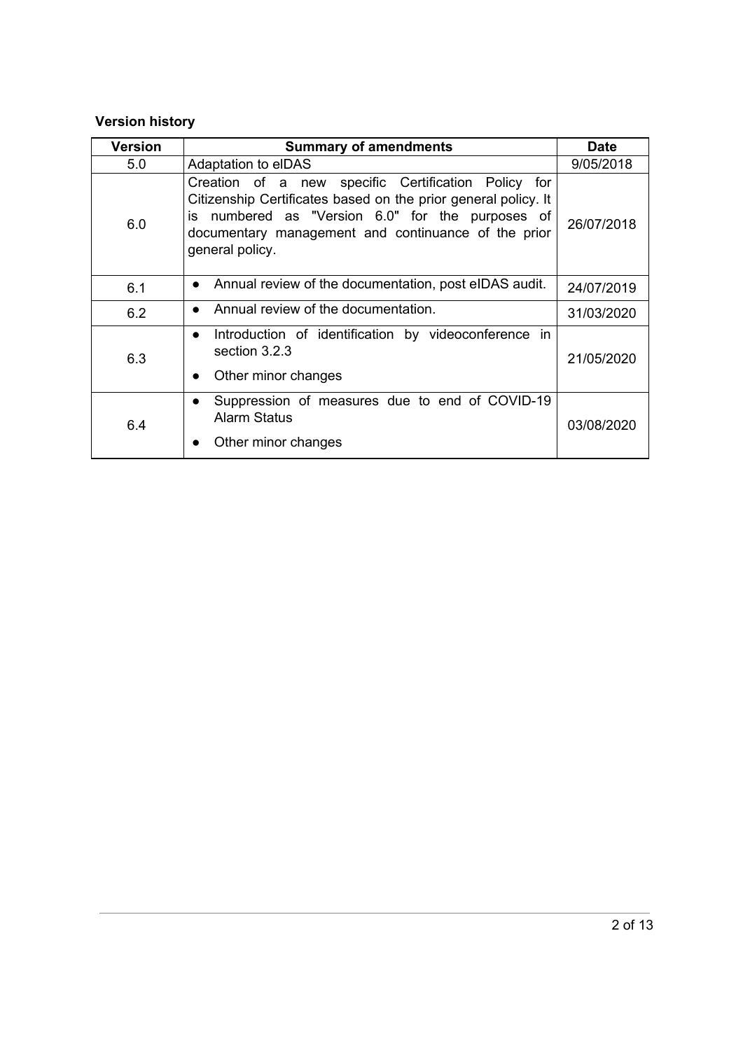**Version history**

| Version | Summary of amendments | Date |
|---|---|---|
| 5.0 | Adaptation to eIDAS | 9/05/2018 |
| 6.0 | Creation of a new specific Certification Policy for Citizenship Certificates based on the prior general policy. It is numbered as "Version 6.0" for the purposes of documentary management and continuance of the prior general policy. | 26/07/2018 |
| 6.1 | • Annual review of the documentation, post eIDAS audit. | 24/07/2019 |
| 6.2 | • Annual review of the documentation. | 31/03/2020 |
| 6.3 | • Introduction of identification by videoconference in section 3.2.3<br>• Other minor changes | 21/05/2020 |
| 6.4 | • Suppression of measures due to end of COVID-19 Alarm Status<br>• Other minor changes | 03/08/2020 |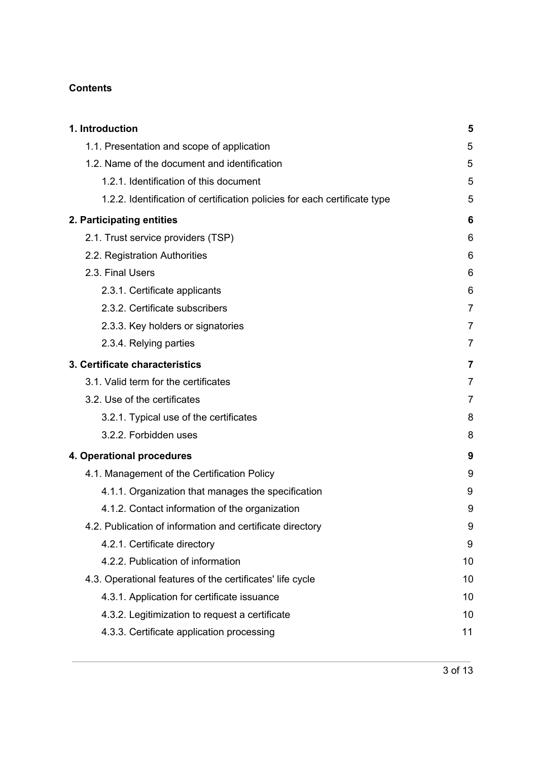**Contents**

**1. Introduction** 5
- 1.1. Presentation and scope of application 5
- 1.2. Name of the document and identification 5
  - 1.2.1. Identification of this document 5
  - 1.2.2. Identification of certification policies for each certificate type 5

**2. Participating entities** 6
- 2.1. Trust service providers (TSP) 6
- 2.2. Registration Authorities 6
- 2.3. Final Users 6
  - 2.3.1. Certificate applicants 6
  - 2.3.2. Certificate subscribers 7
  - 2.3.3. Key holders or signatories 7
  - 2.3.4. Relying parties 7

**3. Certificate characteristics** 7
- 3.1. Valid term for the certificates 7
- 3.2. Use of the certificates 7
  - 3.2.1. Typical use of the certificates 8
  - 3.2.2. Forbidden uses 8

**4. Operational procedures** 9
- 4.1. Management of the Certification Policy 9
  - 4.1.1. Organization that manages the specification 9
  - 4.1.2. Contact information of the organization 9
- 4.2. Publication of information and certificate directory 9
  - 4.2.1. Certificate directory 9
  - 4.2.2. Publication of information 10
- 4.3. Operational features of the certificates' life cycle 10
  - 4.3.1. Application for certificate issuance 10
  - 4.3.2. Legitimization to request a certificate 10
  - 4.3.3. Certificate application processing 11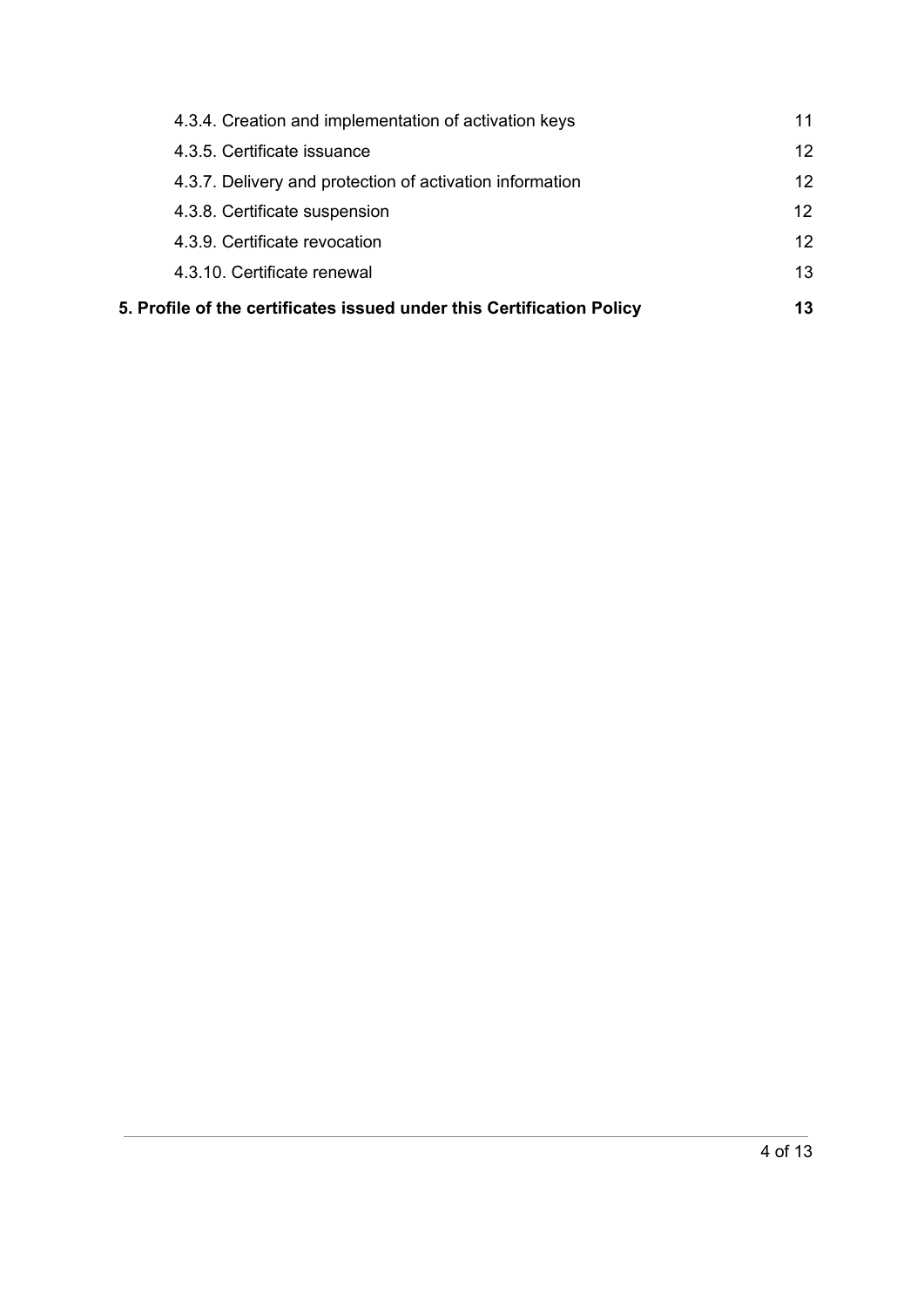4.3.4. Creation and implementation of activation keys 11

4.3.5. Certificate issuance 12

4.3.7. Delivery and protection of activation information 12

4.3.8. Certificate suspension 12

4.3.9. Certificate revocation 12

4.3.10. Certificate renewal 13

**5. Profile of the certificates issued under this Certification Policy 13**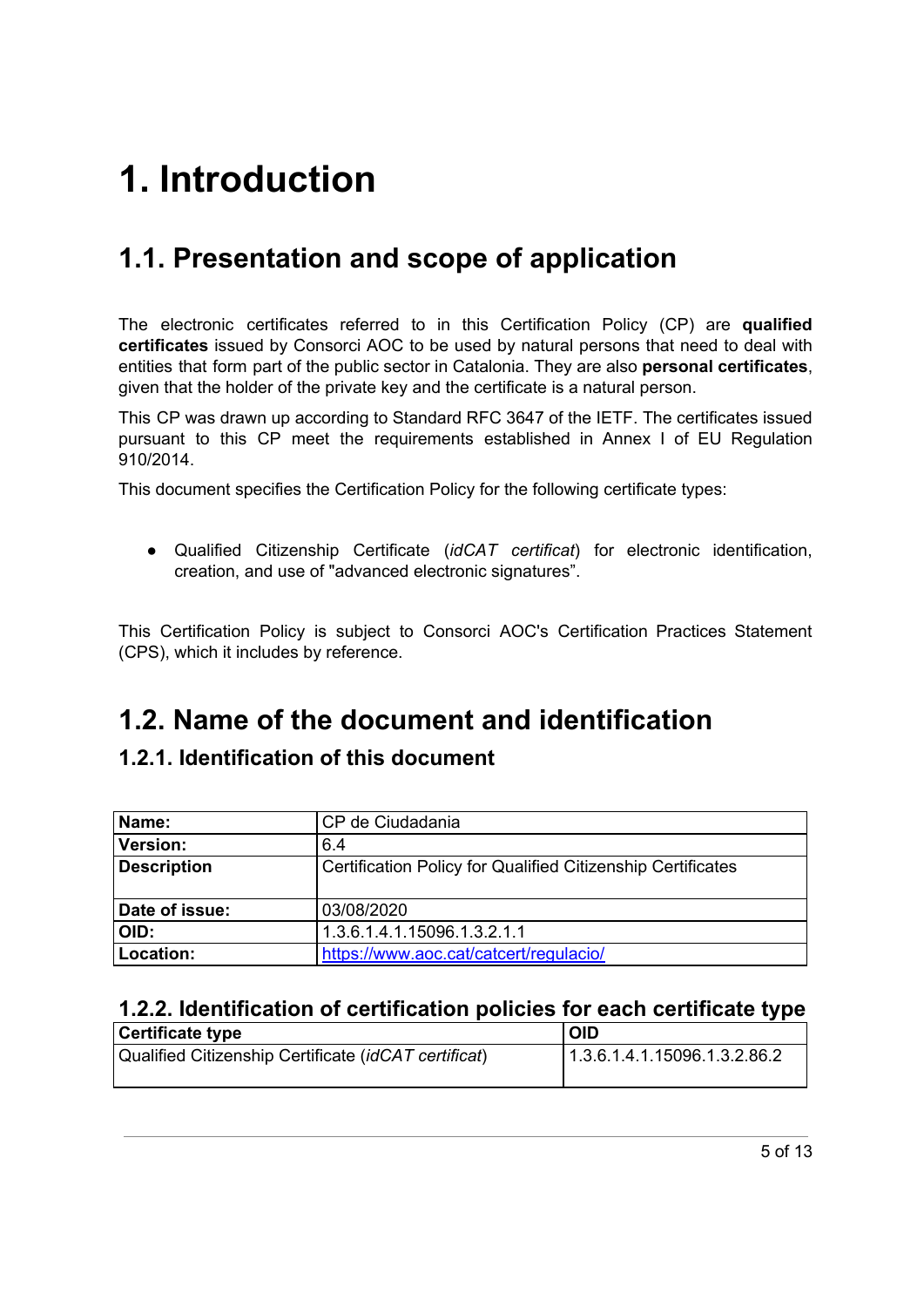# 1. Introduction

## 1.1. Presentation and scope of application

The electronic certificates referred to in this Certification Policy (CP) are **qualified certificates** issued by Consorci AOC to be used by natural persons that need to deal with entities that form part of the public sector in Catalonia. They are also **personal certificates**, given that the holder of the private key and the certificate is a natural person.

This CP was drawn up according to Standard RFC 3647 of the IETF. The certificates issued pursuant to this CP meet the requirements established in Annex I of EU Regulation 910/2014.

This document specifies the Certification Policy for the following certificate types:

- Qualified Citizenship Certificate (*idCAT certificat*) for electronic identification, creation, and use of "advanced electronic signatures".

This Certification Policy is subject to Consorci AOC's Certification Practices Statement (CPS), which it includes by reference.

## 1.2. Name of the document and identification

### 1.2.1. Identification of this document

| **Name:** | CP de Ciudadania |
|---|---|
| **Version:** | 6.4 |
| **Description** | Certification Policy for Qualified Citizenship Certificates |
| **Date of issue:** | 03/08/2020 |
| **OID:** | 1.3.6.1.4.1.15096.1.3.2.1.1 |
| **Location:** | https://www.aoc.cat/catcert/regulacio/ |

### 1.2.2. Identification of certification policies for each certificate type

| Certificate type | OID |
|---|---|
| Qualified Citizenship Certificate (*idCAT certificat*) | 1.3.6.1.4.1.15096.1.3.2.86.2 |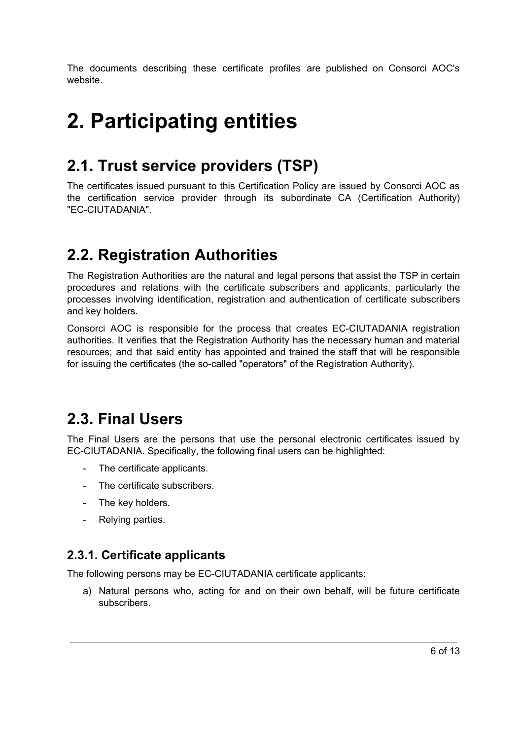The documents describing these certificate profiles are published on Consorci AOC's website.

# 2. Participating entities

## 2.1. Trust service providers (TSP)

The certificates issued pursuant to this Certification Policy are issued by Consorci AOC as the certification service provider through its subordinate CA (Certification Authority) "EC-CIUTADANIA".

## 2.2. Registration Authorities

The Registration Authorities are the natural and legal persons that assist the TSP in certain procedures and relations with the certificate subscribers and applicants, particularly the processes involving identification, registration and authentication of certificate subscribers and key holders.

Consorci AOC is responsible for the process that creates EC-CIUTADANIA registration authorities. It verifies that the Registration Authority has the necessary human and material resources; and that said entity has appointed and trained the staff that will be responsible for issuing the certificates (the so-called "operators" of the Registration Authority).

## 2.3. Final Users

The Final Users are the persons that use the personal electronic certificates issued by EC-CIUTADANIA. Specifically, the following final users can be highlighted:

- The certificate applicants.
- The certificate subscribers.
- The key holders.
- Relying parties.

### 2.3.1. Certificate applicants

The following persons may be EC-CIUTADANIA certificate applicants:

a) Natural persons who, acting for and on their own behalf, will be future certificate subscribers.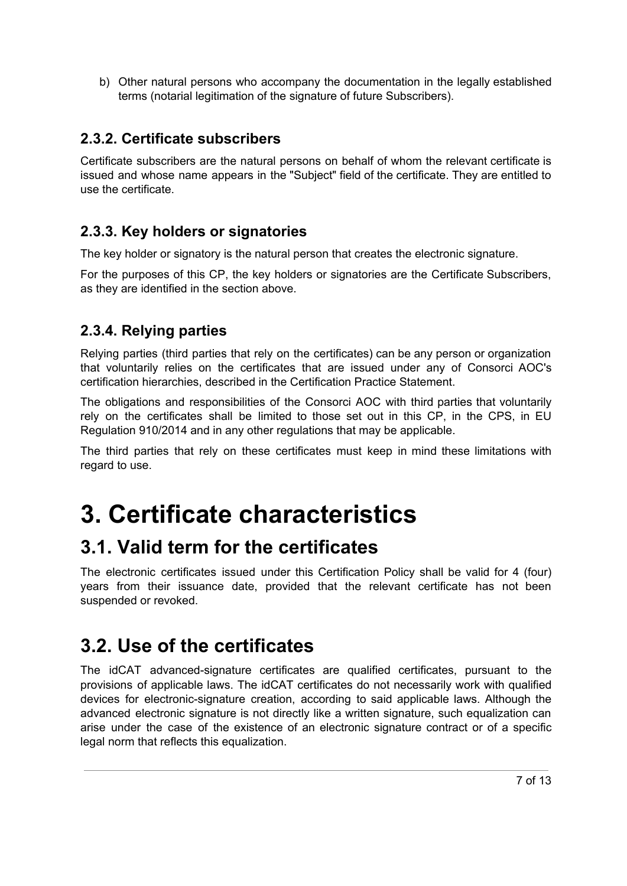b) Other natural persons who accompany the documentation in the legally established terms (notarial legitimation of the signature of future Subscribers).

### 2.3.2. Certificate subscribers

Certificate subscribers are the natural persons on behalf of whom the relevant certificate is issued and whose name appears in the "Subject" field of the certificate. They are entitled to use the certificate.

### 2.3.3. Key holders or signatories

The key holder or signatory is the natural person that creates the electronic signature.

For the purposes of this CP, the key holders or signatories are the Certificate Subscribers, as they are identified in the section above.

### 2.3.4. Relying parties

Relying parties (third parties that rely on the certificates) can be any person or organization that voluntarily relies on the certificates that are issued under any of Consorci AOC's certification hierarchies, described in the Certification Practice Statement.

The obligations and responsibilities of the Consorci AOC with third parties that voluntarily rely on the certificates shall be limited to those set out in this CP, in the CPS, in EU Regulation 910/2014 and in any other regulations that may be applicable.

The third parties that rely on these certificates must keep in mind these limitations with regard to use.

# 3. Certificate characteristics

## 3.1. Valid term for the certificates

The electronic certificates issued under this Certification Policy shall be valid for 4 (four) years from their issuance date, provided that the relevant certificate has not been suspended or revoked.

## 3.2. Use of the certificates

The idCAT advanced-signature certificates are qualified certificates, pursuant to the provisions of applicable laws. The idCAT certificates do not necessarily work with qualified devices for electronic-signature creation, according to said applicable laws. Although the advanced electronic signature is not directly like a written signature, such equalization can arise under the case of the existence of an electronic signature contract or of a specific legal norm that reflects this equalization.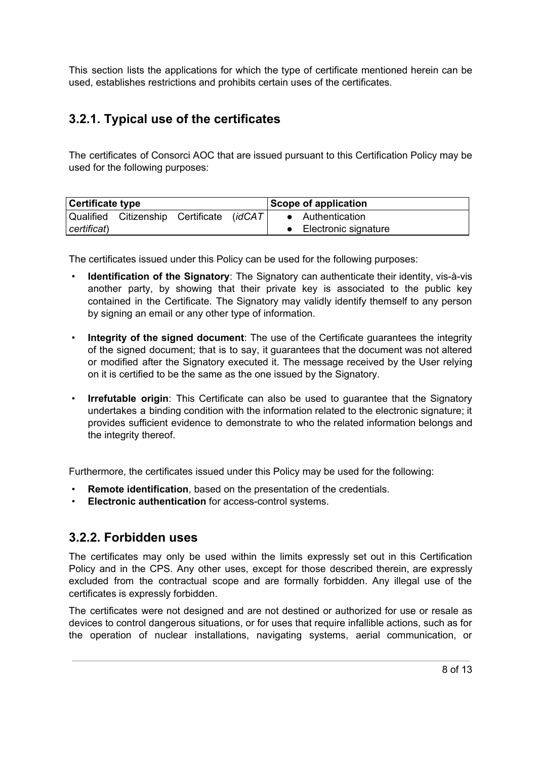This section lists the applications for which the type of certificate mentioned herein can be used, establishes restrictions and prohibits certain uses of the certificates.

### 3.2.1. Typical use of the certificates

The certificates of Consorci AOC that are issued pursuant to this Certification Policy may be used for the following purposes:

| Certificate type | Scope of application |
|---|---|
| Qualified Citizenship Certificate (*idCAT certificat*) | • Authentication<br>• Electronic signature |

The certificates issued under this Policy can be used for the following purposes:

- **Identification of the Signatory**: The Signatory can authenticate their identity, vis-à-vis another party, by showing that their private key is associated to the public key contained in the Certificate. The Signatory may validly identify themself to any person by signing an email or any other type of information.
- **Integrity of the signed document**: The use of the Certificate guarantees the integrity of the signed document; that is to say, it guarantees that the document was not altered or modified after the Signatory executed it. The message received by the User relying on it is certified to be the same as the one issued by the Signatory.
- **Irrefutable origin**: This Certificate can also be used to guarantee that the Signatory undertakes a binding condition with the information related to the electronic signature; it provides sufficient evidence to demonstrate to who the related information belongs and the integrity thereof.

Furthermore, the certificates issued under this Policy may be used for the following:

- **Remote identification**, based on the presentation of the credentials.
- **Electronic authentication** for access-control systems.

### 3.2.2. Forbidden uses

The certificates may only be used within the limits expressly set out in this Certification Policy and in the CPS. Any other uses, except for those described therein, are expressly excluded from the contractual scope and are formally forbidden. Any illegal use of the certificates is expressly forbidden.

The certificates were not designed and are not destined or authorized for use or resale as devices to control dangerous situations, or for uses that require infallible actions, such as for the operation of nuclear installations, navigating systems, aerial communication, or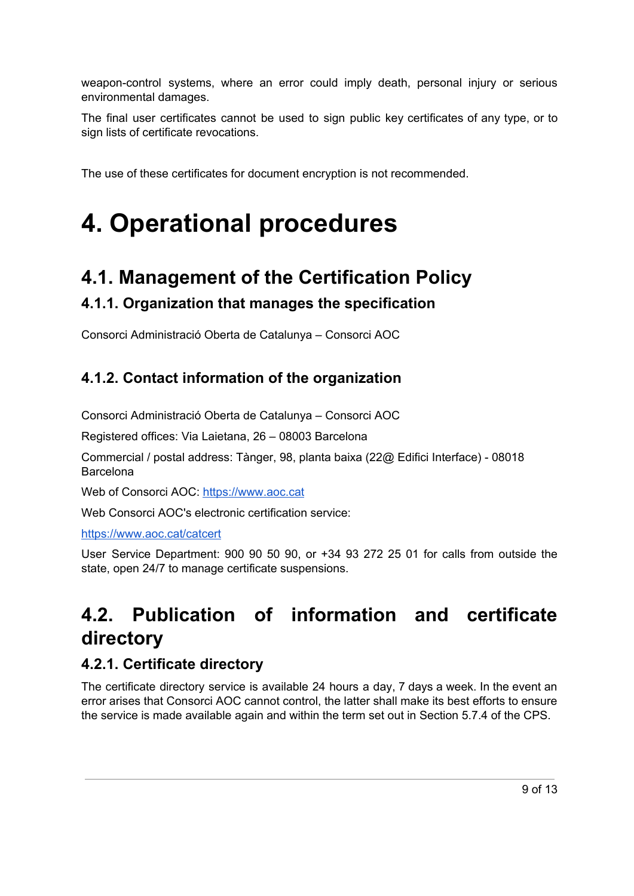weapon-control systems, where an error could imply death, personal injury or serious environmental damages.

The final user certificates cannot be used to sign public key certificates of any type, or to sign lists of certificate revocations.

The use of these certificates for document encryption is not recommended.

# 4. Operational procedures

## 4.1. Management of the Certification Policy

### 4.1.1. Organization that manages the specification

Consorci Administració Oberta de Catalunya – Consorci AOC

### 4.1.2. Contact information of the organization

Consorci Administració Oberta de Catalunya – Consorci AOC

Registered offices: Via Laietana, 26 – 08003 Barcelona

Commercial / postal address: Tànger, 98, planta baixa (22@ Edifici Interface) - 08018 Barcelona

Web of Consorci AOC: [https://www.aoc.cat](https://www.aoc.cat)

Web Consorci AOC's electronic certification service:

[https://www.aoc.cat/catcert](https://www.aoc.cat/catcert)

User Service Department: 900 90 50 90, or +34 93 272 25 01 for calls from outside the state, open 24/7 to manage certificate suspensions.

## 4.2. Publication of information and certificate directory

### 4.2.1. Certificate directory

The certificate directory service is available 24 hours a day, 7 days a week. In the event an error arises that Consorci AOC cannot control, the latter shall make its best efforts to ensure the service is made available again and within the term set out in Section 5.7.4 of the CPS.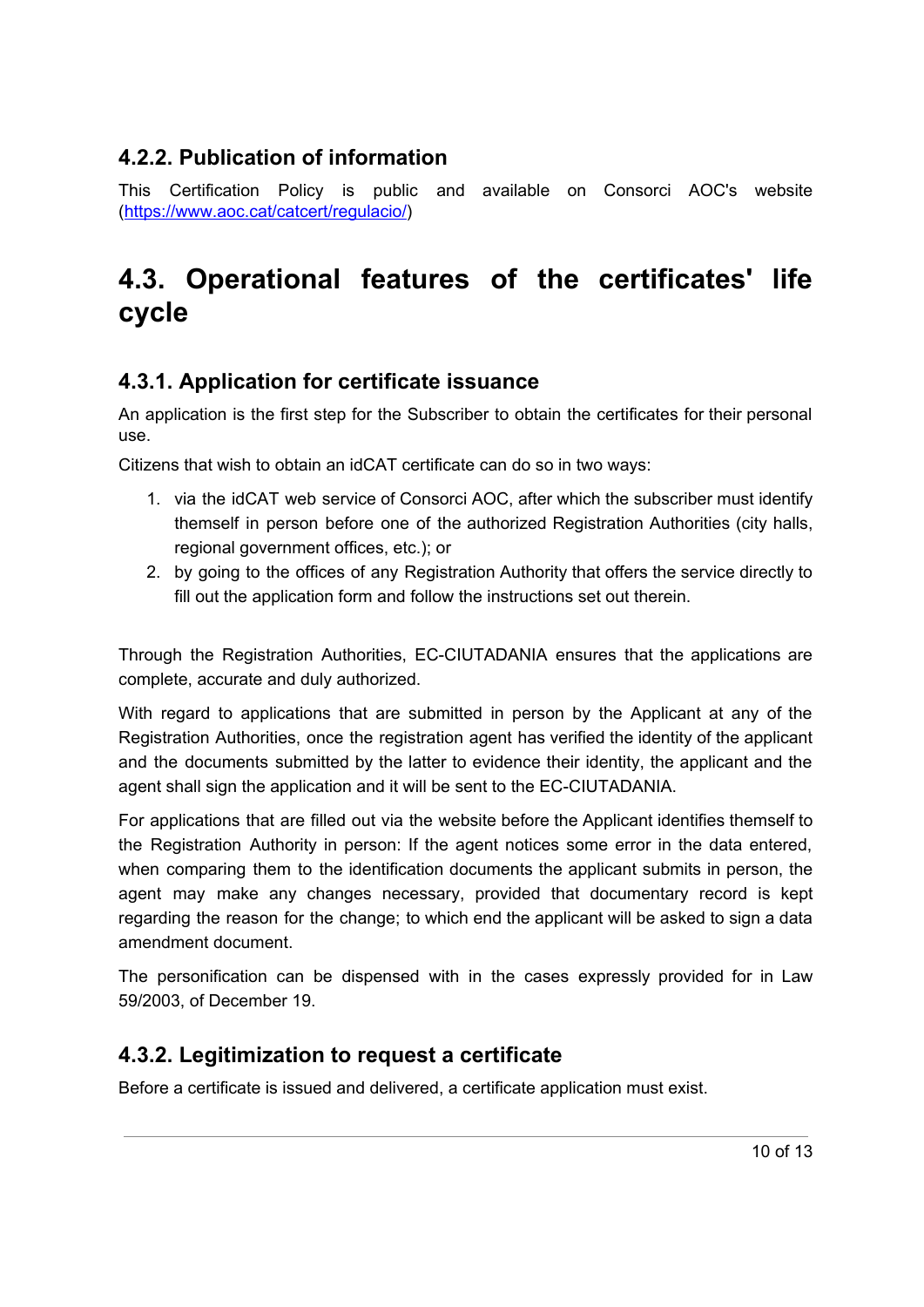### 4.2.2. Publication of information

This Certification Policy is public and available on Consorci AOC's website (https://www.aoc.cat/catcert/regulacio/)

## 4.3. Operational features of the certificates' life cycle

### 4.3.1. Application for certificate issuance

An application is the first step for the Subscriber to obtain the certificates for their personal use.

Citizens that wish to obtain an idCAT certificate can do so in two ways:

1. via the idCAT web service of Consorci AOC, after which the subscriber must identify themself in person before one of the authorized Registration Authorities (city halls, regional government offices, etc.); or
2. by going to the offices of any Registration Authority that offers the service directly to fill out the application form and follow the instructions set out therein.

Through the Registration Authorities, EC-CIUTADANIA ensures that the applications are complete, accurate and duly authorized.

With regard to applications that are submitted in person by the Applicant at any of the Registration Authorities, once the registration agent has verified the identity of the applicant and the documents submitted by the latter to evidence their identity, the applicant and the agent shall sign the application and it will be sent to the EC-CIUTADANIA.

For applications that are filled out via the website before the Applicant identifies themself to the Registration Authority in person: If the agent notices some error in the data entered, when comparing them to the identification documents the applicant submits in person, the agent may make any changes necessary, provided that documentary record is kept regarding the reason for the change; to which end the applicant will be asked to sign a data amendment document.

The personification can be dispensed with in the cases expressly provided for in Law 59/2003, of December 19.

### 4.3.2. Legitimization to request a certificate

Before a certificate is issued and delivered, a certificate application must exist.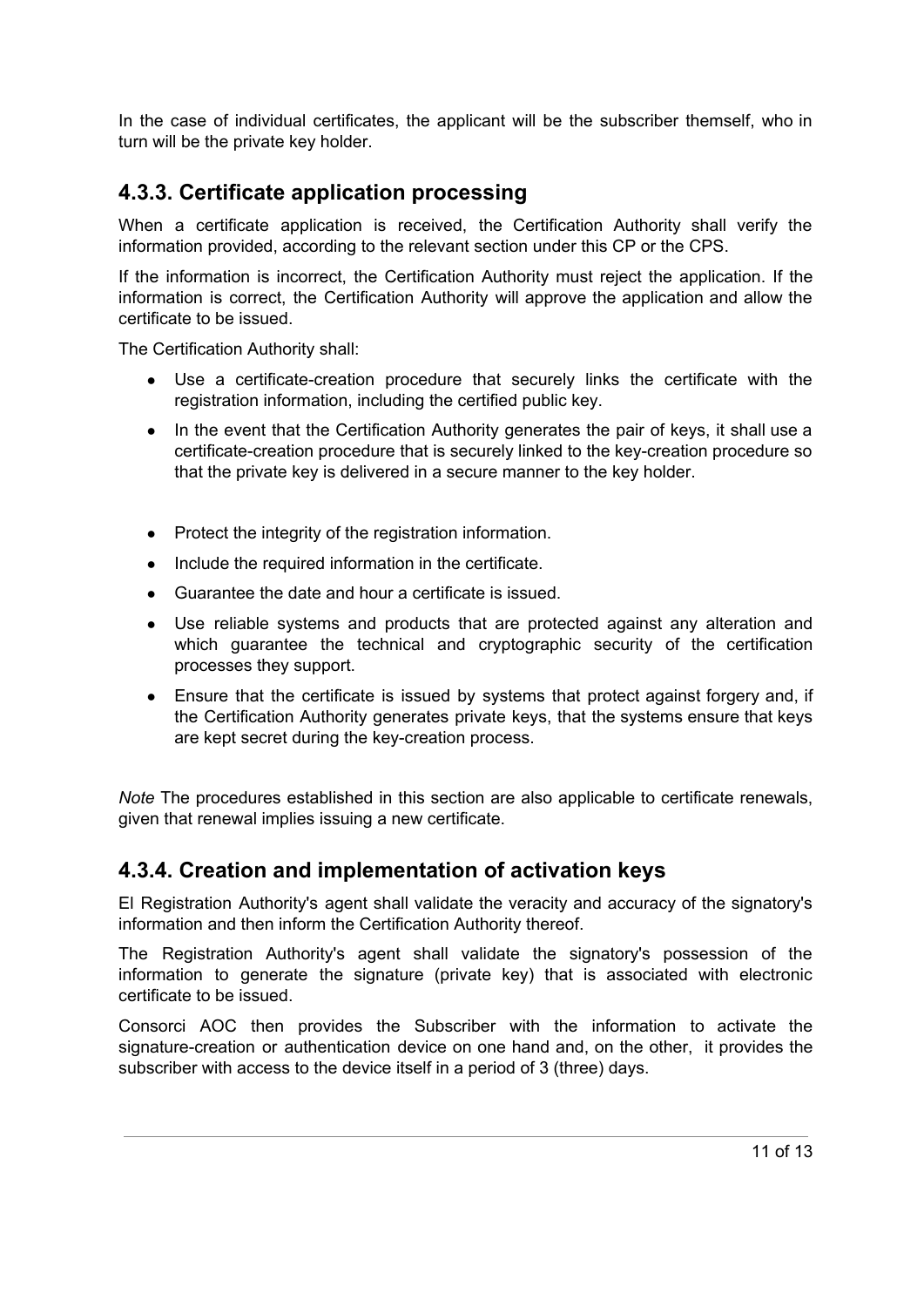In the case of individual certificates, the applicant will be the subscriber themself, who in turn will be the private key holder.

### 4.3.3. Certificate application processing

When a certificate application is received, the Certification Authority shall verify the information provided, according to the relevant section under this CP or the CPS.

If the information is incorrect, the Certification Authority must reject the application. If the information is correct, the Certification Authority will approve the application and allow the certificate to be issued.

The Certification Authority shall:

- Use a certificate-creation procedure that securely links the certificate with the registration information, including the certified public key.
- In the event that the Certification Authority generates the pair of keys, it shall use a certificate-creation procedure that is securely linked to the key-creation procedure so that the private key is delivered in a secure manner to the key holder.
- Protect the integrity of the registration information.
- Include the required information in the certificate.
- Guarantee the date and hour a certificate is issued.
- Use reliable systems and products that are protected against any alteration and which guarantee the technical and cryptographic security of the certification processes they support.
- Ensure that the certificate is issued by systems that protect against forgery and, if the Certification Authority generates private keys, that the systems ensure that keys are kept secret during the key-creation process.

*Note* The procedures established in this section are also applicable to certificate renewals, given that renewal implies issuing a new certificate.

### 4.3.4. Creation and implementation of activation keys

El Registration Authority's agent shall validate the veracity and accuracy of the signatory's information and then inform the Certification Authority thereof.

The Registration Authority's agent shall validate the signatory's possession of the information to generate the signature (private key) that is associated with electronic certificate to be issued.

Consorci AOC then provides the Subscriber with the information to activate the signature-creation or authentication device on one hand and, on the other, it provides the subscriber with access to the device itself in a period of 3 (three) days.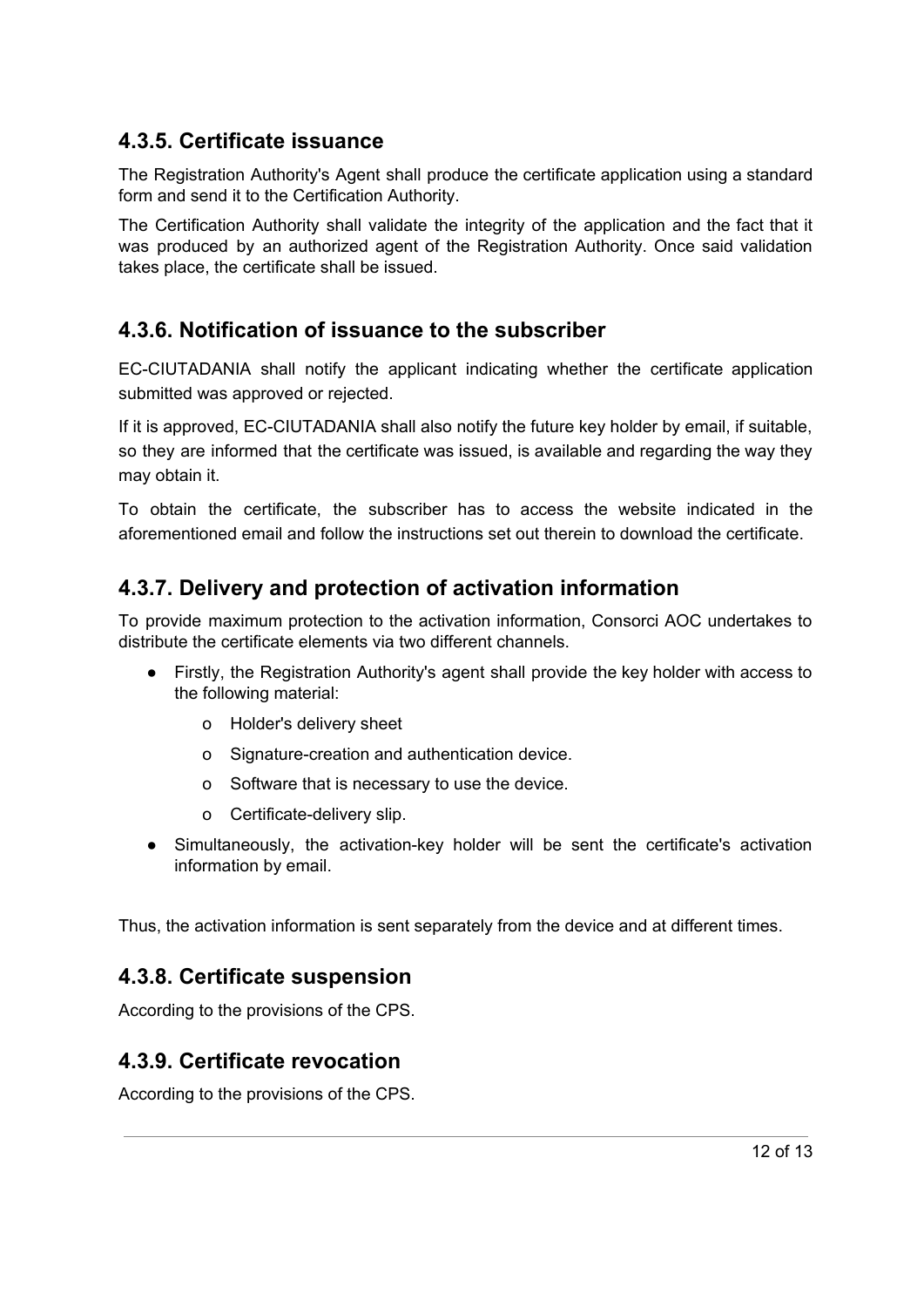### 4.3.5. Certificate issuance

The Registration Authority's Agent shall produce the certificate application using a standard form and send it to the Certification Authority.

The Certification Authority shall validate the integrity of the application and the fact that it was produced by an authorized agent of the Registration Authority. Once said validation takes place, the certificate shall be issued.

### 4.3.6. Notification of issuance to the subscriber

EC-CIUTADANIA shall notify the applicant indicating whether the certificate application submitted was approved or rejected.

If it is approved, EC-CIUTADANIA shall also notify the future key holder by email, if suitable, so they are informed that the certificate was issued, is available and regarding the way they may obtain it.

To obtain the certificate, the subscriber has to access the website indicated in the aforementioned email and follow the instructions set out therein to download the certificate.

### 4.3.7. Delivery and protection of activation information

To provide maximum protection to the activation information, Consorci AOC undertakes to distribute the certificate elements via two different channels.

- Firstly, the Registration Authority's agent shall provide the key holder with access to the following material:
  - Holder's delivery sheet
  - Signature-creation and authentication device.
  - Software that is necessary to use the device.
  - Certificate-delivery slip.
- Simultaneously, the activation-key holder will be sent the certificate's activation information by email.

Thus, the activation information is sent separately from the device and at different times.

### 4.3.8. Certificate suspension

According to the provisions of the CPS.

### 4.3.9. Certificate revocation

According to the provisions of the CPS.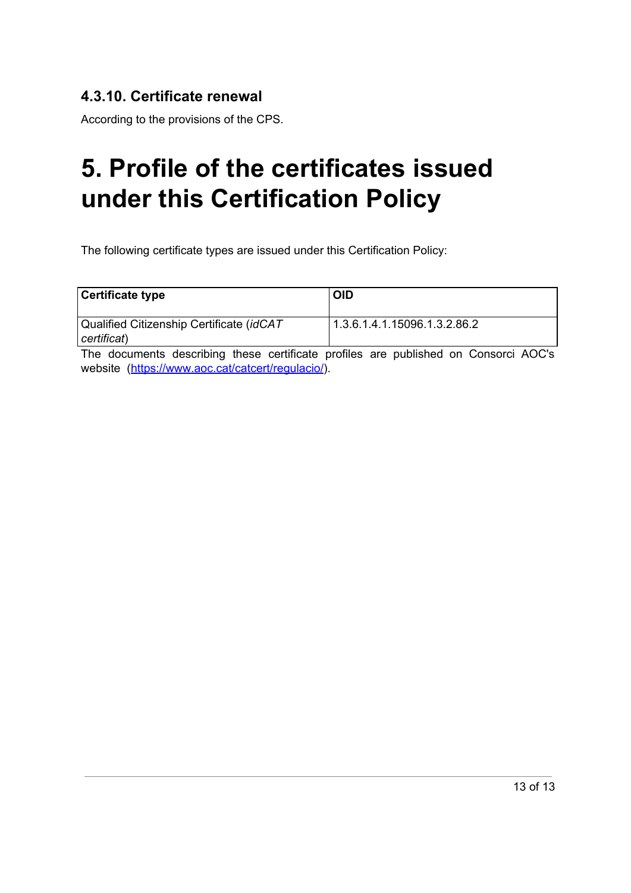### 4.3.10. Certificate renewal

According to the provisions of the CPS.

# 5. Profile of the certificates issued under this Certification Policy

The following certificate types are issued under this Certification Policy:

| Certificate type | OID |
|---|---|
| Qualified Citizenship Certificate (*idCAT certificat*) | 1.3.6.1.4.1.15096.1.3.2.86.2 |

The documents describing these certificate profiles are published on Consorci AOC's website ([https://www.aoc.cat/catcert/regulacio/](https://www.aoc.cat/catcert/regulacio/)).